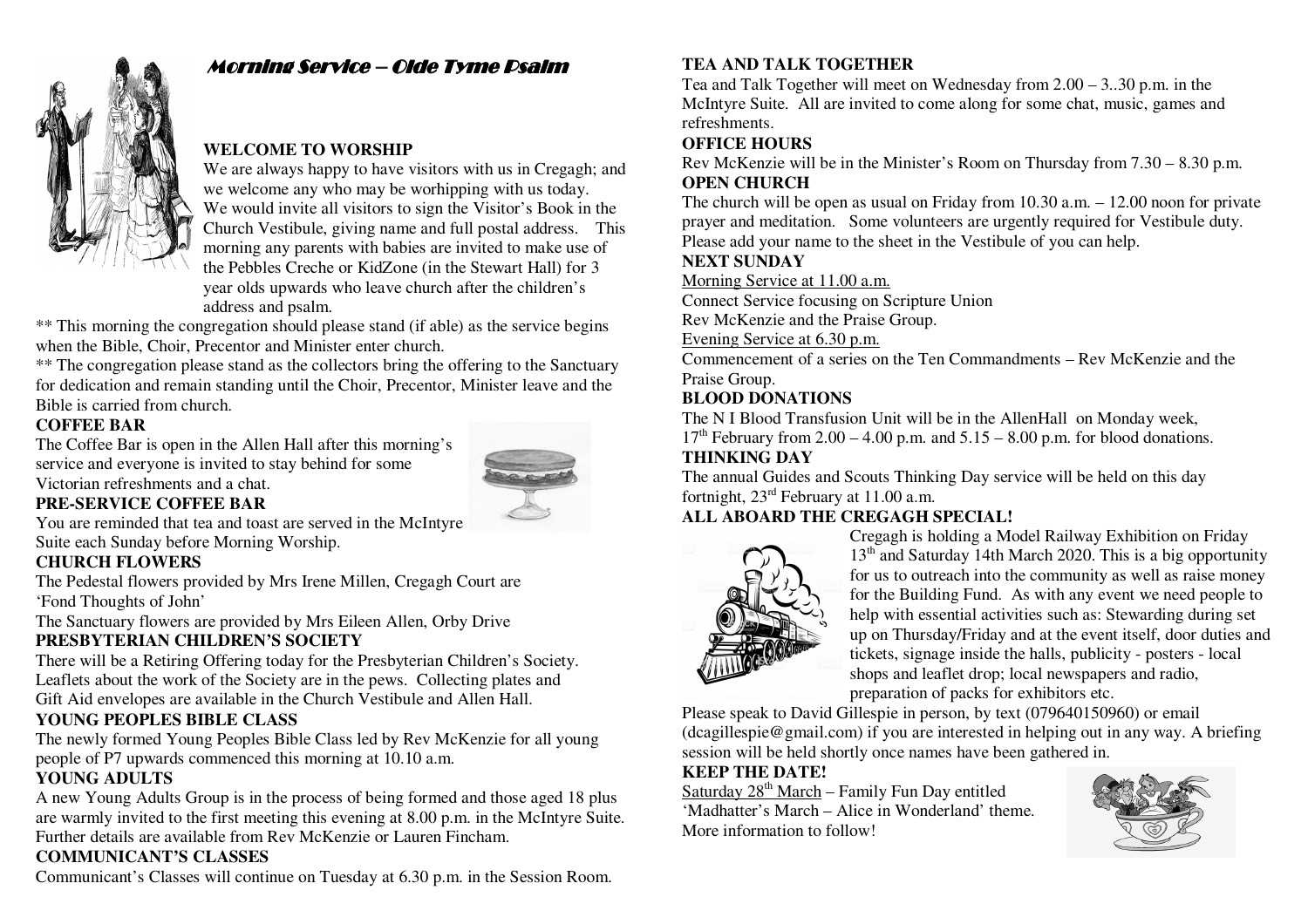# Morning Service – Olde Tyme Psalm

**WELCOME TO WORSHIP**

We are always happy to have visitors with us in Cregagh; and we welcome any who may be worhipping with us today. We would invite all visitors to sign the Visitor's Book in the Church Vestibule, giving name and full postal address. This morning any parents with babies are invited to make use of the Pebbles Creche or KidZone (in the Stewart Hall) for 3 year olds upwards who leave church after the children's address and psalm.

** This morning the congregation should please stand (if able) as the service begins when the Bible, Choir, Precentor and Minister enter church.

** The congregation please stand as the collectors bring the offering to the Sanctuary for dedication and remain standing until the Choir, Precentor, Minister leave and the Bible is carried from church.

**COFFEE BAR**

The Coffee Bar is open in the Allen Hall after this morning's service and everyone is invited to stay behind for some Victorian refreshments and a chat.

**PRE-SERVICE COFFEE BAR**

You are reminded that tea and toast are served in the McIntyre Suite each Sunday before Morning Worship.

**CHURCH FLOWERS**

The Pedestal flowers provided by Mrs Irene Millen, Cregagh Court are 'Fond Thoughts of John'

The Sanctuary flowers are provided by Mrs Eileen Allen, Orby Drive

**PRESBYTERIAN CHILDREN'S SOCIETY**

There will be a Retiring Offering today for the Presbyterian Children's Society. Leaflets about the work of the Society are in the pews. Collecting plates and Gift Aid envelopes are available in the Church Vestibule and Allen Hall.

**YOUNG PEOPLES BIBLE CLASS**

The newly formed Young Peoples Bible Class led by Rev McKenzie for all young people of P7 upwards commenced this morning at 10.10 a.m.

**YOUNG ADULTS**

A new Young Adults Group is in the process of being formed and those aged 18 plus are warmly invited to the first meeting this evening at 8.00 p.m. in the McIntyre Suite. Further details are available from Rev McKenzie or Lauren Fincham.

**COMMUNICANT'S CLASSES**

Communicant's Classes will continue on Tuesday at 6.30 p.m. in the Session Room.

**TEA AND TALK TOGETHER**

Tea and Talk Together will meet on Wednesday from 2.00 – 3..30 p.m. in the McIntyre Suite. All are invited to come along for some chat, music, games and refreshments.

**OFFICE HOURS**

Rev McKenzie will be in the Minister's Room on Thursday from 7.30 – 8.30 p.m.

**OPEN CHURCH**

The church will be open as usual on Friday from 10.30 a.m. – 12.00 noon for private prayer and meditation. Some volunteers are urgently required for Vestibule duty. Please add your name to the sheet in the Vestibule of you can help.

**NEXT SUNDAY**

Morning Service at 11.00 a.m.

Connect Service focusing on Scripture Union

Rev McKenzie and the Praise Group.

Evening Service at 6.30 p.m.

Commencement of a series on the Ten Commandments – Rev McKenzie and the Praise Group.

**BLOOD DONATIONS**

The N I Blood Transfusion Unit will be in the AllenHall on Monday week, 17th February from 2.00 – 4.00 p.m. and 5.15 – 8.00 p.m. for blood donations.

**THINKING DAY**

The annual Guides and Scouts Thinking Day service will be held on this day fortnight, 23rd February at 11.00 a.m.

**ALL ABOARD THE CREGAGH SPECIAL!**

Cregagh is holding a Model Railway Exhibition on Friday 13th and Saturday 14th March 2020. This is a big opportunity for us to outreach into the community as well as raise money for the Building Fund. As with any event we need people to help with essential activities such as: Stewarding during set up on Thursday/Friday and at the event itself, door duties and tickets, signage inside the halls, publicity - posters - local shops and leaflet drop; local newspapers and radio, preparation of packs for exhibitors etc.

Please speak to David Gillespie in person, by text (079640150960) or email (dcagillespie@gmail.com) if you are interested in helping out in any way. A briefing session will be held shortly once names have been gathered in.

**KEEP THE DATE!**

Saturday 28th March – Family Fun Day entitled 'Madhatter's March – Alice in Wonderland' theme. More information to follow!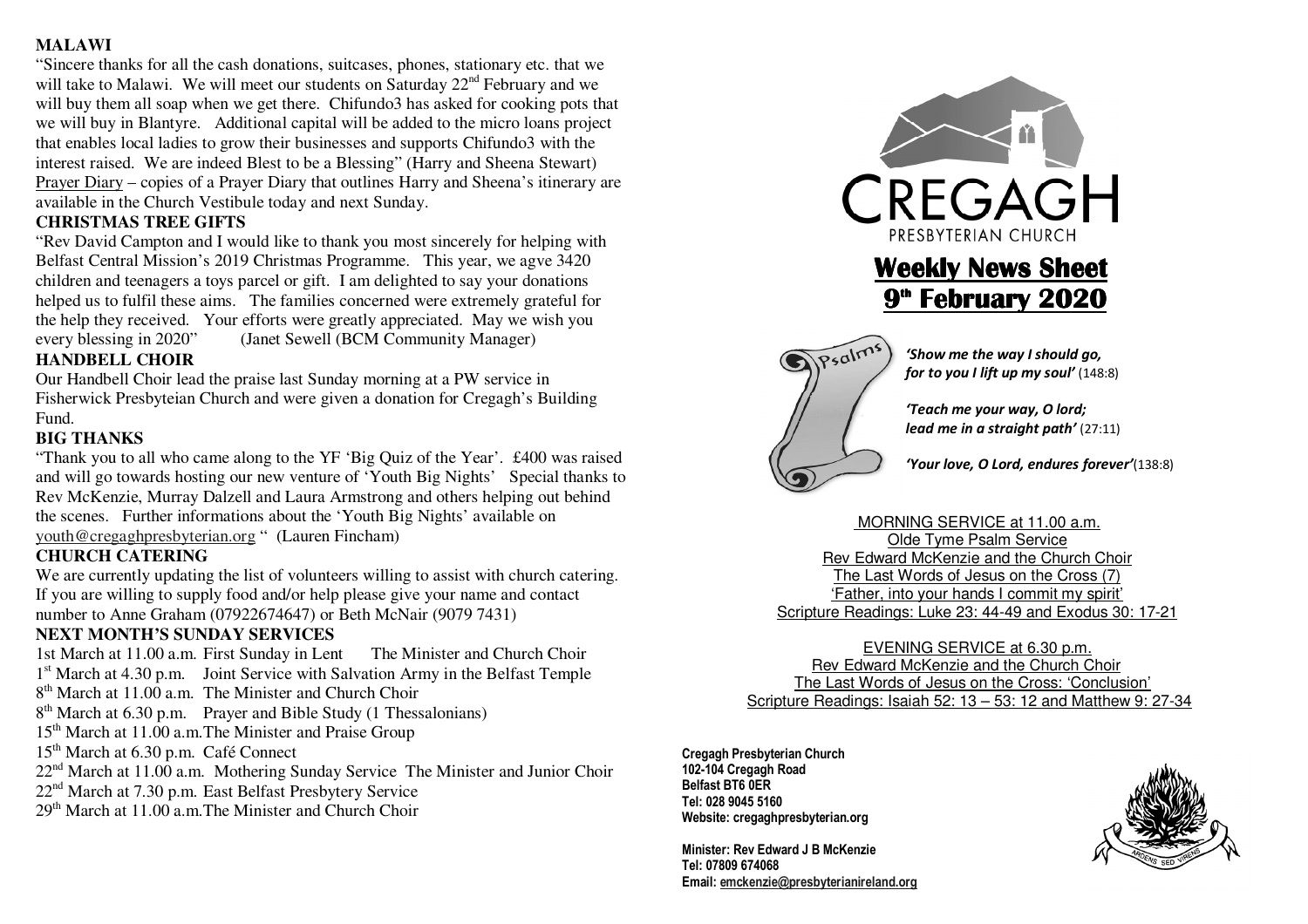## MALAWI

"Sincere thanks for all the cash donations, suitcases, phones, stationary etc. that we will take to Malawi. We will meet our students on Saturday 22nd February and we will buy them all soap when we get there. Chifundo3 has asked for cooking pots that we will buy in Blantyre. Additional capital will be added to the micro loans project that enables local ladies to grow their businesses and supports Chifundo3 with the interest raised. We are indeed Blest to be a Blessing" (Harry and Sheena Stewart)

Prayer Diary – copies of a Prayer Diary that outlines Harry and Sheena's itinerary are available in the Church Vestibule today and next Sunday.

## CHRISTMAS TREE GIFTS

"Rev David Campton and I would like to thank you most sincerely for helping with Belfast Central Mission's 2019 Christmas Programme. This year, we agve 3420 children and teenagers a toys parcel or gift. I am delighted to say your donations helped us to fulfil these aims. The families concerned were extremely grateful for the help they received. Your efforts were greatly appreciated. May we wish you every blessing in 2020" (Janet Sewell (BCM Community Manager)

## HANDBELL CHOIR

Our Handbell Choir lead the praise last Sunday morning at a PW service in Fisherwick Presbyteian Church and were given a donation for Cregagh's Building Fund.

## BIG THANKS

"Thank you to all who came along to the YF 'Big Quiz of the Year'. £400 was raised and will go towards hosting our new venture of 'Youth Big Nights' Special thanks to Rev McKenzie, Murray Dalzell and Laura Armstrong and others helping out behind the scenes. Further informations about the 'Youth Big Nights' available on youth@cregaghpresbyterian.org " (Lauren Fincham)

## CHURCH CATERING

We are currently updating the list of volunteers willing to assist with church catering. If you are willing to supply food and/or help please give your name and contact number to Anne Graham (07922674647) or Beth McNair (9079 7431)

## NEXT MONTH'S SUNDAY SERVICES

1st March at 11.00 a.m. First Sunday in Lent The Minister and Church Choir
1st March at 4.30 p.m. Joint Service with Salvation Army in the Belfast Temple
8th March at 11.00 a.m. The Minister and Church Choir
8th March at 6.30 p.m. Prayer and Bible Study (1 Thessalonians)
15th March at 11.00 a.m. The Minister and Praise Group
15th March at 6.30 p.m. Café Connect
22nd March at 11.00 a.m. Mothering Sunday Service The Minister and Junior Choir
22nd March at 7.30 p.m. East Belfast Presbytery Service
29th March at 11.00 a.m. The Minister and Church Choir

CREGAGH
PRESBYTERIAN CHURCH

# Weekly News Sheet
# 9th February 2020

Psalms

*'Show me the way I should go, for to you I lift up my soul'* (148:8)

*'Teach me your way, O lord; lead me in a straight path'* (27:11)

*'Your love, O Lord, endures forever'*(138:8)

MORNING SERVICE at 11.00 a.m.
Olde Tyme Psalm Service
Rev Edward McKenzie and the Church Choir
The Last Words of Jesus on the Cross (7)
'Father, into your hands I commit my spirit'
Scripture Readings: Luke 23: 44-49 and Exodus 30: 17-21

EVENING SERVICE at 6.30 p.m.
Rev Edward McKenzie and the Church Choir
The Last Words of Jesus on the Cross: 'Conclusion'
Scripture Readings: Isaiah 52: 13 – 53: 12 and Matthew 9: 27-34

**Cregagh Presbyterian Church**
**102-104 Cregagh Road**
**Belfast BT6 0ER**
**Tel: 028 9045 5160**
**Website: cregaghpresbyterian.org**

**Minister: Rev Edward J B McKenzie**
**Tel: 07809 674068**
**Email: emckenzie@presbyterianireland.org**

ARDENS SED VIRENS